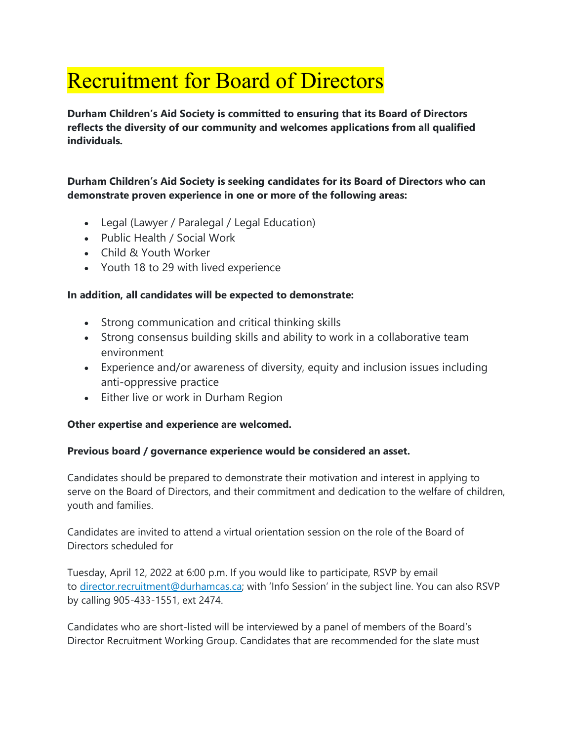# Recruitment for Board of Directors

**Durham Children's Aid Society is committed to ensuring that its Board of Directors reflects the diversity of our community and welcomes applications from all qualified individuals.**

**Durham Children's Aid Society is seeking candidates for its Board of Directors who can demonstrate proven experience in one or more of the following areas:**

- Legal (Lawyer / Paralegal / Legal Education)
- Public Health / Social Work
- Child & Youth Worker
- Youth 18 to 29 with lived experience

**In addition, all candidates will be expected to demonstrate:**

- Strong communication and critical thinking skills
- Strong consensus building skills and ability to work in a collaborative team environment
- Experience and/or awareness of diversity, equity and inclusion issues including anti-oppressive practice
- Either live or work in Durham Region

**Other expertise and experience are welcomed.**

**Previous board / governance experience would be considered an asset.**

Candidates should be prepared to demonstrate their motivation and interest in applying to serve on the Board of Directors, and their commitment and dedication to the welfare of children, youth and families.

Candidates are invited to attend a virtual orientation session on the role of the Board of Directors scheduled for

Tuesday, April 12, 2022 at 6:00 p.m. If you would like to participate, RSVP by email to [director.recruitment@durhamcas.ca](mailto:director.recruitment@durhamcas.ca); with 'Info Session' in the subject line. You can also RSVP by calling 905-433-1551, ext 2474.

Candidates who are short-listed will be interviewed by a panel of members of the Board's Director Recruitment Working Group. Candidates that are recommended for the slate must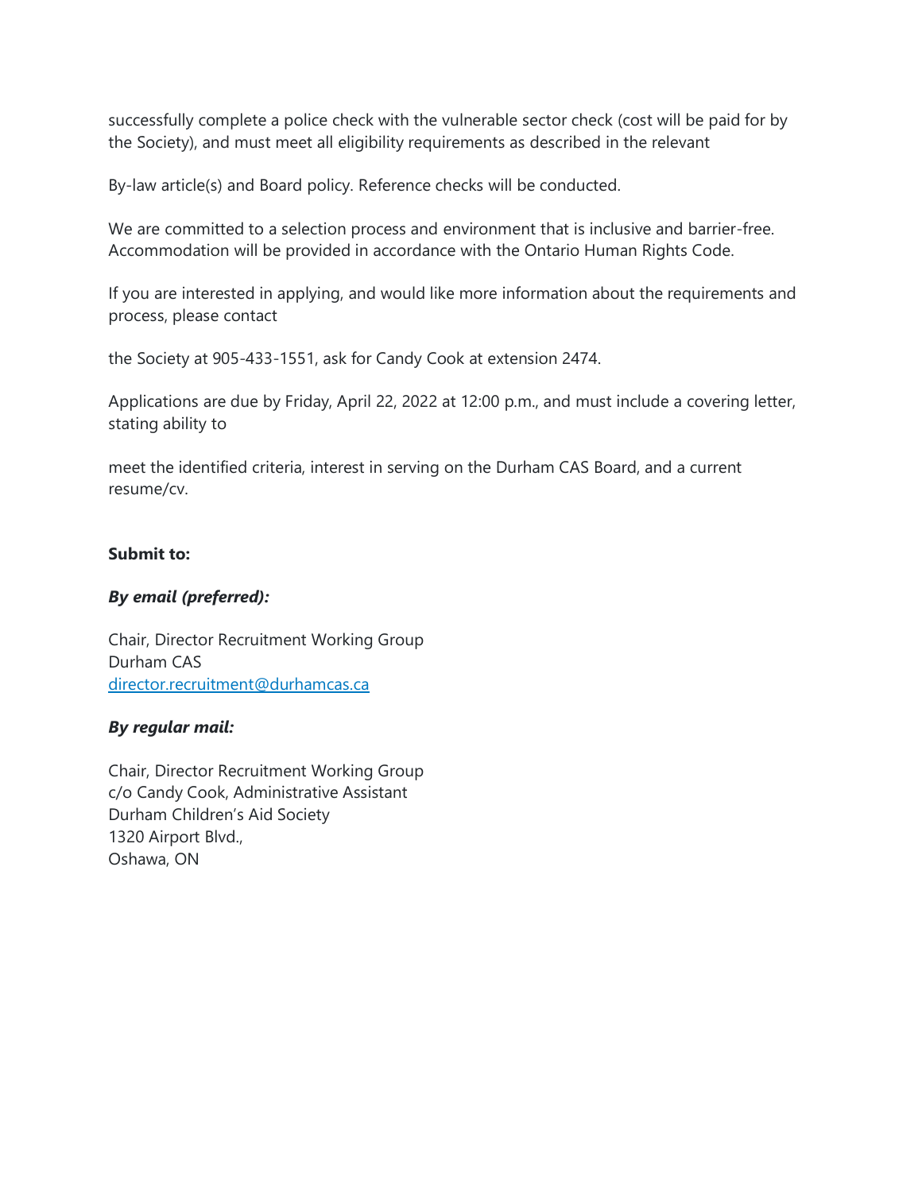successfully complete a police check with the vulnerable sector check (cost will be paid for by the Society), and must meet all eligibility requirements as described in the relevant

By-law article(s) and Board policy. Reference checks will be conducted.

We are committed to a selection process and environment that is inclusive and barrier-free. Accommodation will be provided in accordance with the Ontario Human Rights Code.

If you are interested in applying, and would like more information about the requirements and process, please contact

the Society at 905-433-1551, ask for Candy Cook at extension 2474.

Applications are due by Friday, April 22, 2022 at 12:00 p.m., and must include a covering letter, stating ability to

meet the identified criteria, interest in serving on the Durham CAS Board, and a current resume/cv.

**Submit to:**

***By email (preferred):***

Chair, Director Recruitment Working Group
Durham CAS
director.recruitment@durhamcas.ca

***By regular mail:***

Chair, Director Recruitment Working Group
c/o Candy Cook, Administrative Assistant
Durham Children's Aid Society
1320 Airport Blvd.,
Oshawa, ON